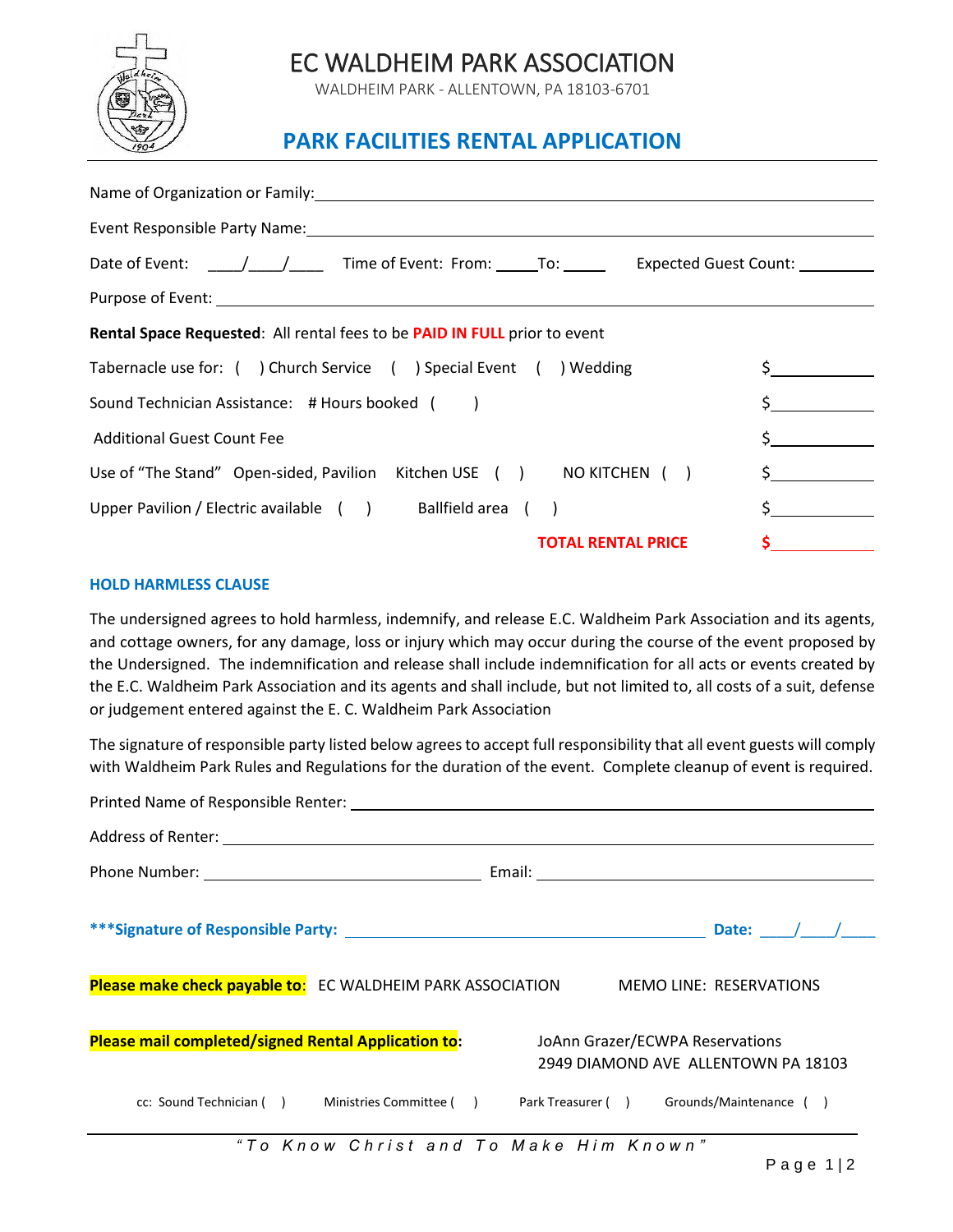# EC WALDHEIM PARK ASSOCIATION

WALDHEIM PARK - ALLENTOWN, PA 18103-6701

## PARK FACILITIES RENTAL APPLICATION

Name of Organization or Family: ____________________________________________

Event Responsible Party Name: ____________________________________________

Date of Event: ____/____/____ Time of Event: From: _____ To: _____ Expected Guest Count: _________

Purpose of Event: ____________________________________________

**Rental Space Requested**: All rental fees to be **PAID IN FULL** prior to event

| | |
|---|---|
| Tabernacle use for: ( ) Church Service ( ) Special Event ( ) Wedding | $__________ |
| Sound Technician Assistance: # Hours booked ( ) | $__________ |
| Additional Guest Count Fee | $__________ |
| Use of "The Stand" Open-sided, Pavilion Kitchen USE ( ) NO KITCHEN ( ) | $__________ |
| Upper Pavilion / Electric available ( ) Ballfield area ( ) | $__________ |
| **TOTAL RENTAL PRICE** | **$__________** |

### HOLD HARMLESS CLAUSE

The undersigned agrees to hold harmless, indemnify, and release E.C. Waldheim Park Association and its agents, and cottage owners, for any damage, loss or injury which may occur during the course of the event proposed by the Undersigned. The indemnification and release shall include indemnification for all acts or events created by the E.C. Waldheim Park Association and its agents and shall include, but not limited to, all costs of a suit, defense or judgement entered against the E. C. Waldheim Park Association

The signature of responsible party listed below agrees to accept full responsibility that all event guests will comply with Waldheim Park Rules and Regulations for the duration of the event. Complete cleanup of event is required.

Printed Name of Responsible Renter: ____________________________________________

Address of Renter: ____________________________________________

Phone Number: ______________________ Email: ______________________

**\*\*\*Signature of Responsible Party:** ______________________ **Date:** ____/____/____

**Please make check payable to**: EC WALDHEIM PARK ASSOCIATION MEMO LINE: RESERVATIONS

**Please mail completed/signed Rental Application to:** JoAnn Grazer/ECWPA Reservations
2949 DIAMOND AVE ALLENTOWN PA 18103

cc: Sound Technician ( ) Ministries Committee ( ) Park Treasurer ( ) Grounds/Maintenance ( )

*"To Know Christ and To Make Him Known"*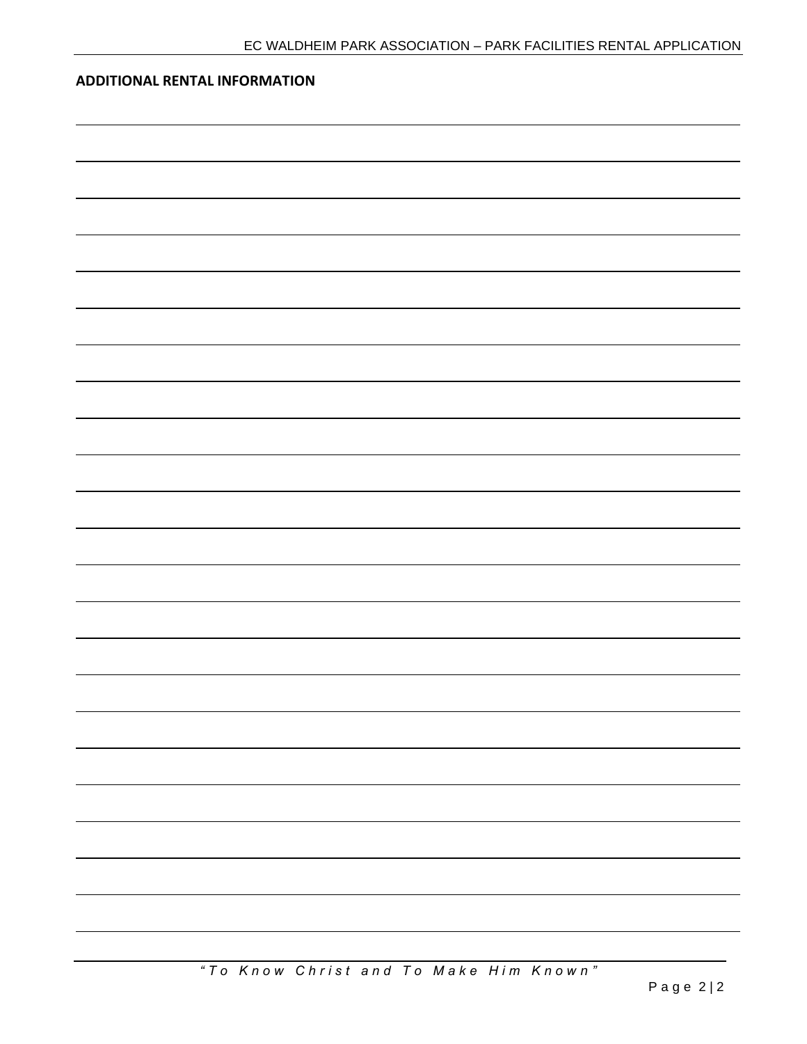## ADDITIONAL RENTAL INFORMATION

*"To Know Christ and To Make Him Known"*